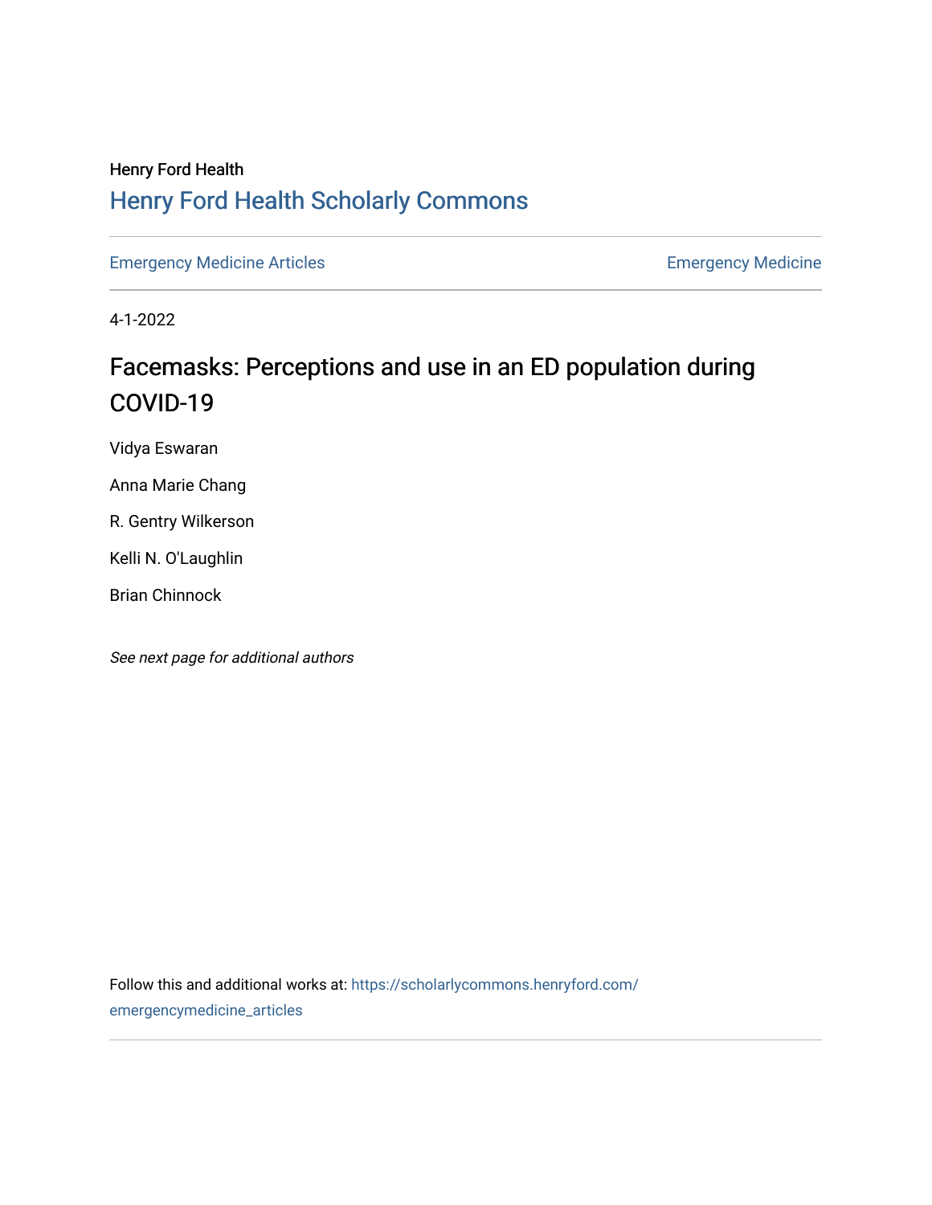Henry Ford Health

# Henry Ford Health Scholarly Commons

Emergency Medicine Articles | Emergency Medicine

4-1-2022

## Facemasks: Perceptions and use in an ED population during COVID-19

Vidya Eswaran

Anna Marie Chang

R. Gentry Wilkerson

Kelli N. O'Laughlin

Brian Chinnock

*See next page for additional authors*

Follow this and additional works at: https://scholarlycommons.henryford.com/emergencymedicine_articles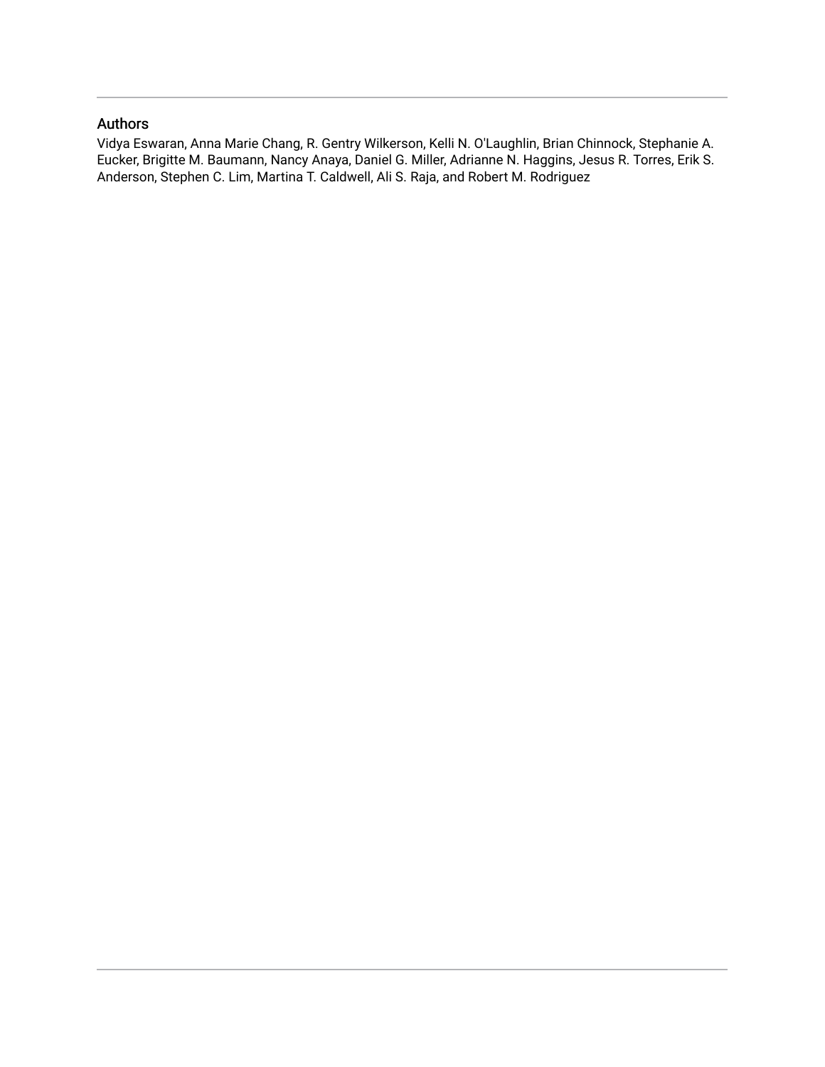## Authors

Vidya Eswaran, Anna Marie Chang, R. Gentry Wilkerson, Kelli N. O'Laughlin, Brian Chinnock, Stephanie A. Eucker, Brigitte M. Baumann, Nancy Anaya, Daniel G. Miller, Adrianne N. Haggins, Jesus R. Torres, Erik S. Anderson, Stephen C. Lim, Martina T. Caldwell, Ali S. Raja, and Robert M. Rodriguez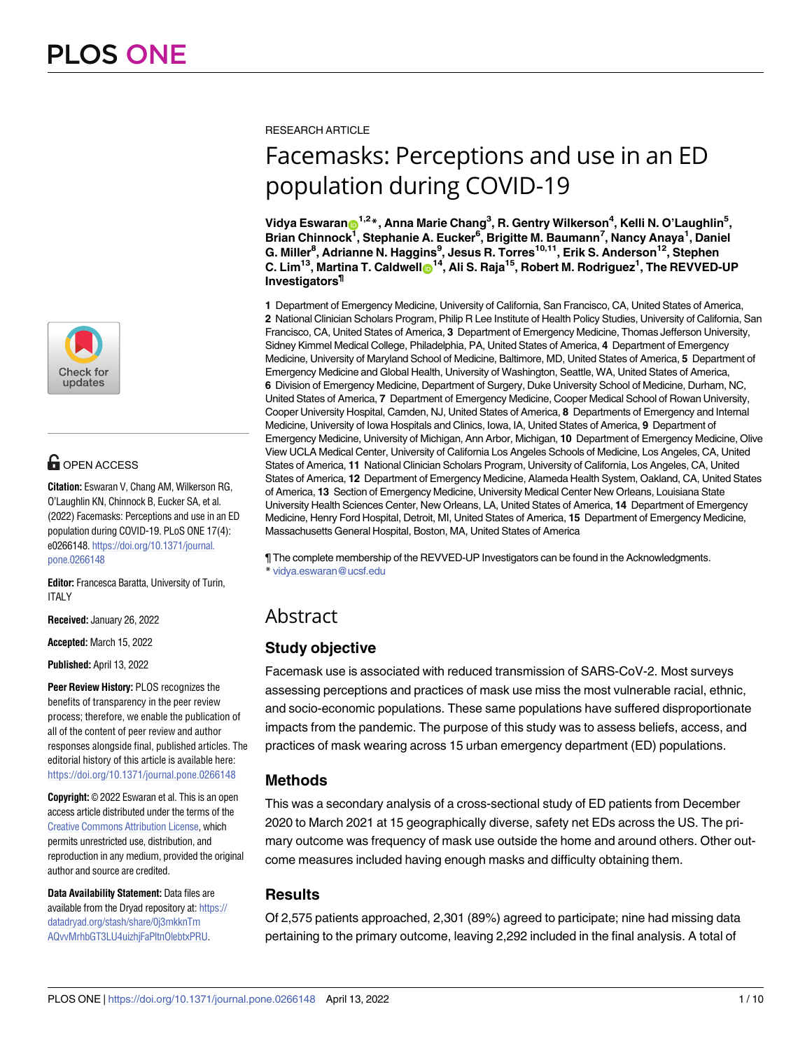RESEARCH ARTICLE

# Facemasks: Perceptions and use in an ED population during COVID-19

**Vidya Eswaran[1,2]*, Anna Marie Chang[3], R. Gentry Wilkerson[4], Kelli N. O'Laughlin[5], Brian Chinnock[1], Stephanie A. Eucker[6], Brigitte M. Baumann[7], Nancy Anaya[1], Daniel G. Miller[8], Adrianne N. Haggins[9], Jesus R. Torres[10,11], Erik S. Anderson[12], Stephen C. Lim[13], Martina T. Caldwell[14], Ali S. Raja[15], Robert M. Rodriguez[1], The REVVED-UP Investigators[¶]**

**1** Department of Emergency Medicine, University of California, San Francisco, CA, United States of America, **2** National Clinician Scholars Program, Philip R Lee Institute of Health Policy Studies, University of California, San Francisco, CA, United States of America, **3** Department of Emergency Medicine, Thomas Jefferson University, Sidney Kimmel Medical College, Philadelphia, PA, United States of America, **4** Department of Emergency Medicine, University of Maryland School of Medicine, Baltimore, MD, United States of America, **5** Department of Emergency Medicine and Global Health, University of Washington, Seattle, WA, United States of America, **6** Division of Emergency Medicine, Department of Surgery, Duke University School of Medicine, Durham, NC, United States of America, **7** Department of Emergency Medicine, Cooper Medical School of Rowan University, Cooper University Hospital, Camden, NJ, United States of America, **8** Departments of Emergency and Internal Medicine, University of Iowa Hospitals and Clinics, Iowa, IA, United States of America, **9** Department of Emergency Medicine, University of Michigan, Ann Arbor, Michigan, **10** Department of Emergency Medicine, Olive View UCLA Medical Center, University of California Los Angeles Schools of Medicine, Los Angeles, CA, United States of America, **11** National Clinician Scholars Program, University of California, Los Angeles, CA, United States of America, **12** Department of Emergency Medicine, Alameda Health System, Oakland, CA, United States of America, **13** Section of Emergency Medicine, University Medical Center New Orleans, Louisiana State University Health Sciences Center, New Orleans, LA, United States of America, **14** Department of Emergency Medicine, Henry Ford Hospital, Detroit, MI, United States of America, **15** Department of Emergency Medicine, Massachusetts General Hospital, Boston, MA, United States of America

¶ The complete membership of the REVVED-UP Investigators can be found in the Acknowledgments.
* vidya.eswaran@ucsf.edu

OPEN ACCESS

**Citation:** Eswaran V, Chang AM, Wilkerson RG, O'Laughlin KN, Chinnock B, Eucker SA, et al. (2022) Facemasks: Perceptions and use in an ED population during COVID-19. PLoS ONE 17(4): e0266148. https://doi.org/10.1371/journal.pone.0266148

**Editor:** Francesca Baratta, University of Turin, ITALY

**Received:** January 26, 2022

**Accepted:** March 15, 2022

**Published:** April 13, 2022

**Peer Review History:** PLOS recognizes the benefits of transparency in the peer review process; therefore, we enable the publication of all of the content of peer review and author responses alongside final, published articles. The editorial history of this article is available here: https://doi.org/10.1371/journal.pone.0266148

**Copyright:** © 2022 Eswaran et al. This is an open access article distributed under the terms of the Creative Commons Attribution License, which permits unrestricted use, distribution, and reproduction in any medium, provided the original author and source are credited.

**Data Availability Statement:** Data files are available from the Dryad repository at: https://datadryad.org/stash/share/0j3mkknTmAQvvMrhbGT3LU4uizhjFaPltnOlebtxPRU.

## Abstract

### Study objective

Facemask use is associated with reduced transmission of SARS-CoV-2. Most surveys assessing perceptions and practices of mask use miss the most vulnerable racial, ethnic, and socio-economic populations. These same populations have suffered disproportionate impacts from the pandemic. The purpose of this study was to assess beliefs, access, and practices of mask wearing across 15 urban emergency department (ED) populations.

### Methods

This was a secondary analysis of a cross-sectional study of ED patients from December 2020 to March 2021 at 15 geographically diverse, safety net EDs across the US. The primary outcome was frequency of mask use outside the home and around others. Other outcome measures included having enough masks and difficulty obtaining them.

### Results

Of 2,575 patients approached, 2,301 (89%) agreed to participate; nine had missing data pertaining to the primary outcome, leaving 2,292 included in the final analysis. A total of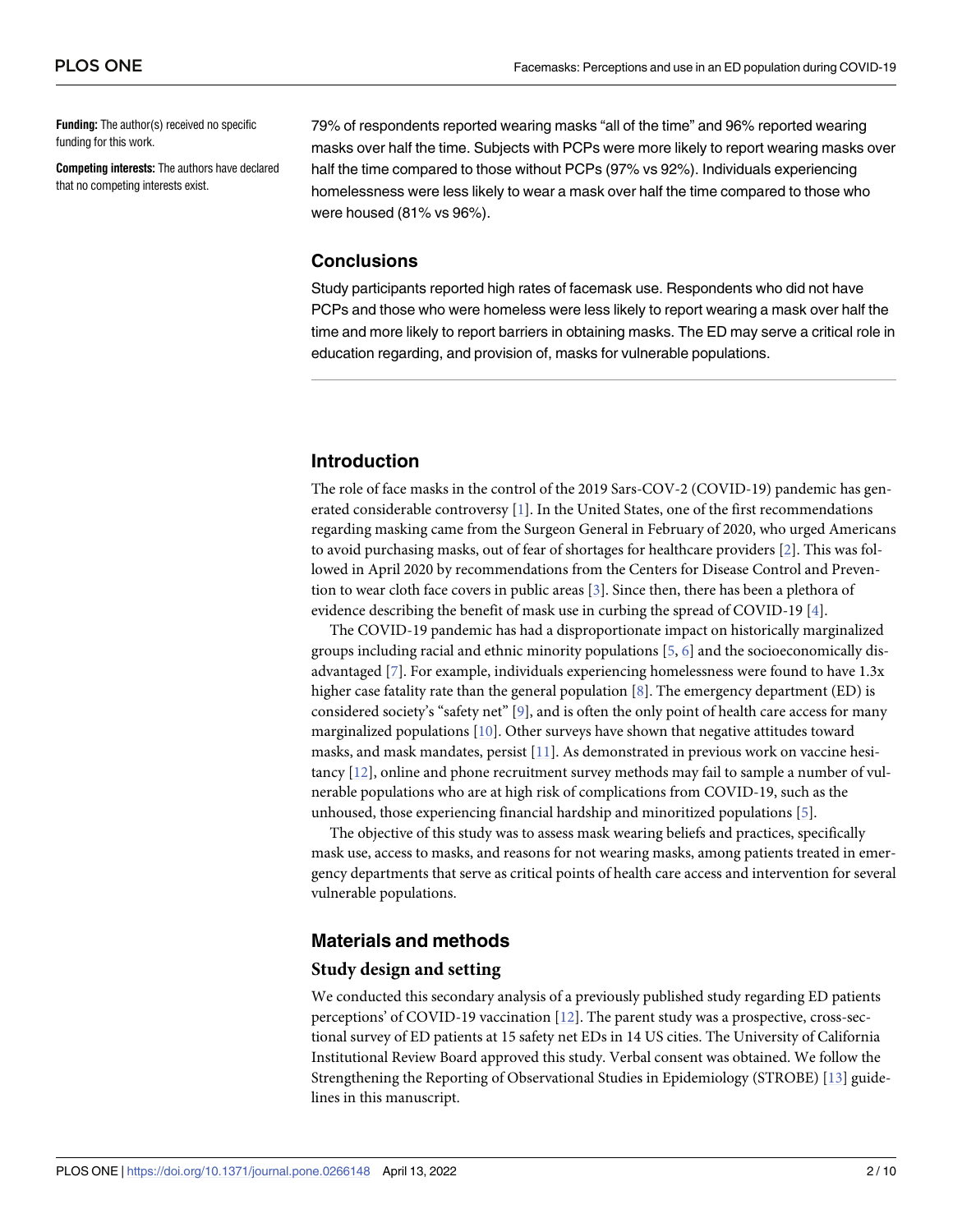**Funding:** The author(s) received no specific funding for this work.

**Competing interests:** The authors have declared that no competing interests exist.

79% of respondents reported wearing masks "all of the time" and 96% reported wearing masks over half the time. Subjects with PCPs were more likely to report wearing masks over half the time compared to those without PCPs (97% vs 92%). Individuals experiencing homelessness were less likely to wear a mask over half the time compared to those who were housed (81% vs 96%).

### Conclusions

Study participants reported high rates of facemask use. Respondents who did not have PCPs and those who were homeless were less likely to report wearing a mask over half the time and more likely to report barriers in obtaining masks. The ED may serve a critical role in education regarding, and provision of, masks for vulnerable populations.

## Introduction

The role of face masks in the control of the 2019 Sars-COV-2 (COVID-19) pandemic has generated considerable controversy [1]. In the United States, one of the first recommendations regarding masking came from the Surgeon General in February of 2020, who urged Americans to avoid purchasing masks, out of fear of shortages for healthcare providers [2]. This was followed in April 2020 by recommendations from the Centers for Disease Control and Prevention to wear cloth face covers in public areas [3]. Since then, there has been a plethora of evidence describing the benefit of mask use in curbing the spread of COVID-19 [4].

The COVID-19 pandemic has had a disproportionate impact on historically marginalized groups including racial and ethnic minority populations [5, 6] and the socioeconomically disadvantaged [7]. For example, individuals experiencing homelessness were found to have 1.3x higher case fatality rate than the general population [8]. The emergency department (ED) is considered society's "safety net" [9], and is often the only point of health care access for many marginalized populations [10]. Other surveys have shown that negative attitudes toward masks, and mask mandates, persist [11]. As demonstrated in previous work on vaccine hesitancy [12], online and phone recruitment survey methods may fail to sample a number of vulnerable populations who are at high risk of complications from COVID-19, such as the unhoused, those experiencing financial hardship and minoritized populations [5].

The objective of this study was to assess mask wearing beliefs and practices, specifically mask use, access to masks, and reasons for not wearing masks, among patients treated in emergency departments that serve as critical points of health care access and intervention for several vulnerable populations.

## Materials and methods

### Study design and setting

We conducted this secondary analysis of a previously published study regarding ED patients perceptions' of COVID-19 vaccination [12]. The parent study was a prospective, cross-sectional survey of ED patients at 15 safety net EDs in 14 US cities. The University of California Institutional Review Board approved this study. Verbal consent was obtained. We follow the Strengthening the Reporting of Observational Studies in Epidemiology (STROBE) [13] guidelines in this manuscript.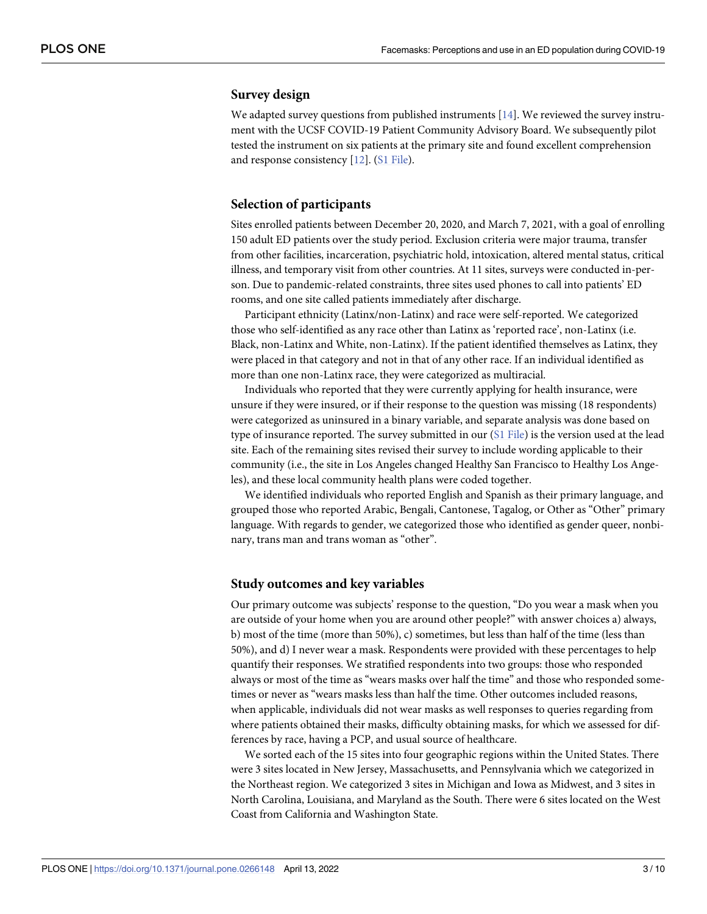### Survey design

We adapted survey questions from published instruments [14]. We reviewed the survey instrument with the UCSF COVID-19 Patient Community Advisory Board. We subsequently pilot tested the instrument on six patients at the primary site and found excellent comprehension and response consistency [12]. (S1 File).

### Selection of participants

Sites enrolled patients between December 20, 2020, and March 7, 2021, with a goal of enrolling 150 adult ED patients over the study period. Exclusion criteria were major trauma, transfer from other facilities, incarceration, psychiatric hold, intoxication, altered mental status, critical illness, and temporary visit from other countries. At 11 sites, surveys were conducted in-person. Due to pandemic-related constraints, three sites used phones to call into patients' ED rooms, and one site called patients immediately after discharge.

Participant ethnicity (Latinx/non-Latinx) and race were self-reported. We categorized those who self-identified as any race other than Latinx as 'reported race', non-Latinx (i.e. Black, non-Latinx and White, non-Latinx). If the patient identified themselves as Latinx, they were placed in that category and not in that of any other race. If an individual identified as more than one non-Latinx race, they were categorized as multiracial.

Individuals who reported that they were currently applying for health insurance, were unsure if they were insured, or if their response to the question was missing (18 respondents) were categorized as uninsured in a binary variable, and separate analysis was done based on type of insurance reported. The survey submitted in our (S1 File) is the version used at the lead site. Each of the remaining sites revised their survey to include wording applicable to their community (i.e., the site in Los Angeles changed Healthy San Francisco to Healthy Los Angeles), and these local community health plans were coded together.

We identified individuals who reported English and Spanish as their primary language, and grouped those who reported Arabic, Bengali, Cantonese, Tagalog, or Other as "Other" primary language. With regards to gender, we categorized those who identified as gender queer, nonbinary, trans man and trans woman as "other".

### Study outcomes and key variables

Our primary outcome was subjects' response to the question, "Do you wear a mask when you are outside of your home when you are around other people?" with answer choices a) always, b) most of the time (more than 50%), c) sometimes, but less than half of the time (less than 50%), and d) I never wear a mask. Respondents were provided with these percentages to help quantify their responses. We stratified respondents into two groups: those who responded always or most of the time as "wears masks over half the time" and those who responded sometimes or never as "wears masks less than half the time. Other outcomes included reasons, when applicable, individuals did not wear masks as well responses to queries regarding from where patients obtained their masks, difficulty obtaining masks, for which we assessed for differences by race, having a PCP, and usual source of healthcare.

We sorted each of the 15 sites into four geographic regions within the United States. There were 3 sites located in New Jersey, Massachusetts, and Pennsylvania which we categorized in the Northeast region. We categorized 3 sites in Michigan and Iowa as Midwest, and 3 sites in North Carolina, Louisiana, and Maryland as the South. There were 6 sites located on the West Coast from California and Washington State.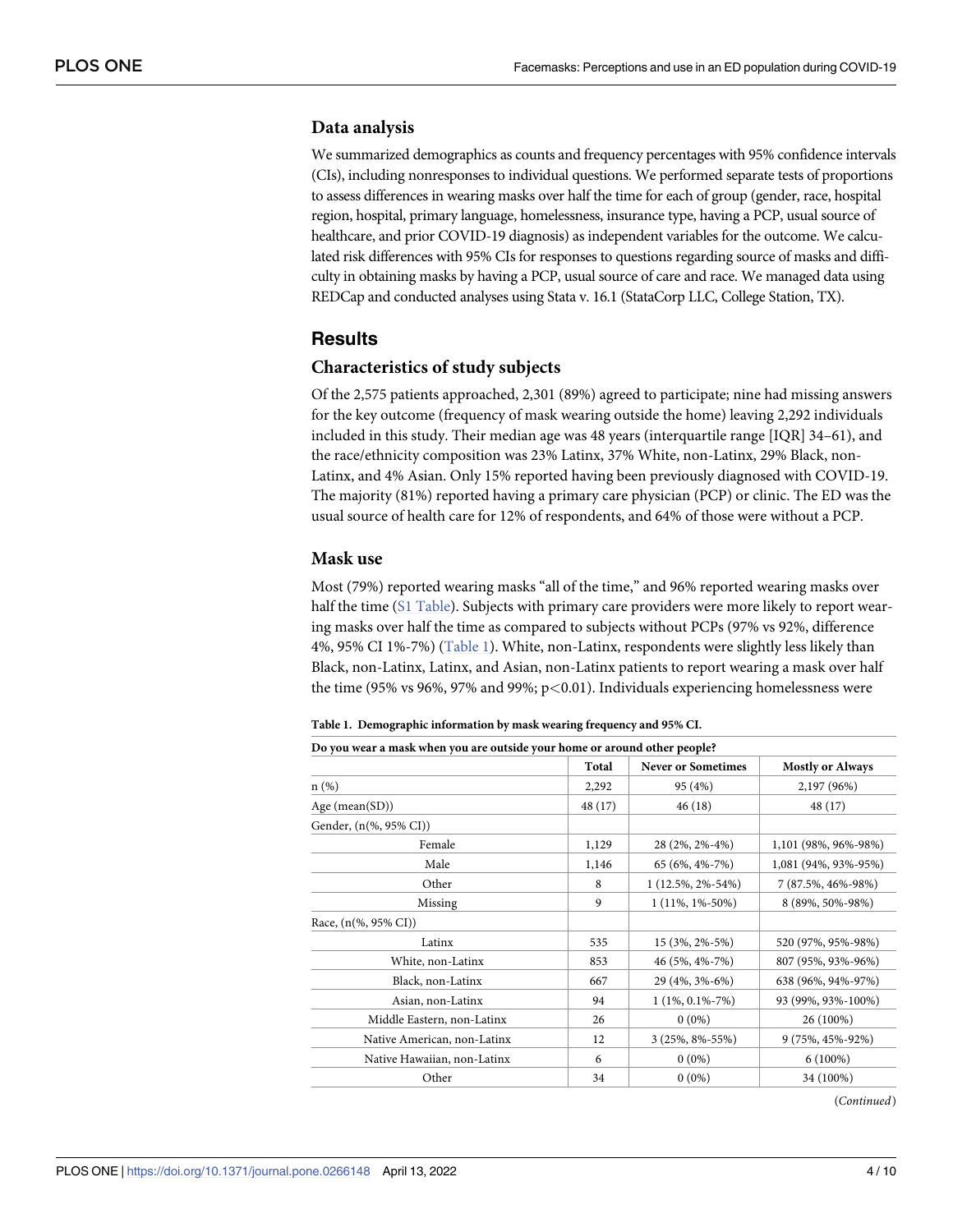### Data analysis

We summarized demographics as counts and frequency percentages with 95% confidence intervals (CIs), including nonresponses to individual questions. We performed separate tests of proportions to assess differences in wearing masks over half the time for each of group (gender, race, hospital region, hospital, primary language, homelessness, insurance type, having a PCP, usual source of healthcare, and prior COVID-19 diagnosis) as independent variables for the outcome. We calculated risk differences with 95% CIs for responses to questions regarding source of masks and difficulty in obtaining masks by having a PCP, usual source of care and race. We managed data using REDCap and conducted analyses using Stata v. 16.1 (StataCorp LLC, College Station, TX).

## Results

### Characteristics of study subjects

Of the 2,575 patients approached, 2,301 (89%) agreed to participate; nine had missing answers for the key outcome (frequency of mask wearing outside the home) leaving 2,292 individuals included in this study. Their median age was 48 years (interquartile range [IQR] 34–61), and the race/ethnicity composition was 23% Latinx, 37% White, non-Latinx, 29% Black, non-Latinx, and 4% Asian. Only 15% reported having been previously diagnosed with COVID-19. The majority (81%) reported having a primary care physician (PCP) or clinic. The ED was the usual source of health care for 12% of respondents, and 64% of those were without a PCP.

### Mask use

Most (79%) reported wearing masks "all of the time," and 96% reported wearing masks over half the time (S1 Table). Subjects with primary care providers were more likely to report wearing masks over half the time as compared to subjects without PCPs (97% vs 92%, difference 4%, 95% CI 1%-7%) (Table 1). White, non-Latinx, respondents were slightly less likely than Black, non-Latinx, Latinx, and Asian, non-Latinx patients to report wearing a mask over half the time (95% vs 96%, 97% and 99%; $p<0.01$). Individuals experiencing homelessness were

**Table 1. Demographic information by mask wearing frequency and 95% CI.**

| Do you wear a mask when you are outside your home or around other people? | Total | Never or Sometimes | Mostly or Always |
|---|---|---|---|
| n (%) | 2,292 | 95 (4%) | 2,197 (96%) |
| Age (mean(SD)) | 48 (17) | 46 (18) | 48 (17) |
| Gender, (n(%, 95% CI)) | | | |
| Female | 1,129 | 28 (2%, 2%-4%) | 1,101 (98%, 96%-98%) |
| Male | 1,146 | 65 (6%, 4%-7%) | 1,081 (94%, 93%-95%) |
| Other | 8 | 1 (12.5%, 2%-54%) | 7 (87.5%, 46%-98%) |
| Missing | 9 | 1 (11%, 1%-50%) | 8 (89%, 50%-98%) |
| Race, (n(%, 95% CI)) | | | |
| Latinx | 535 | 15 (3%, 2%-5%) | 520 (97%, 95%-98%) |
| White, non-Latinx | 853 | 46 (5%, 4%-7%) | 807 (95%, 93%-96%) |
| Black, non-Latinx | 667 | 29 (4%, 3%-6%) | 638 (96%, 94%-97%) |
| Asian, non-Latinx | 94 | 1 (1%, 0.1%-7%) | 93 (99%, 93%-100%) |
| Middle Eastern, non-Latinx | 26 | 0 (0%) | 26 (100%) |
| Native American, non-Latinx | 12 | 3 (25%, 8%-55%) | 9 (75%, 45%-92%) |
| Native Hawaiian, non-Latinx | 6 | 0 (0%) | 6 (100%) |
| Other | 34 | 0 (0%) | 34 (100%) |

(*Continued*)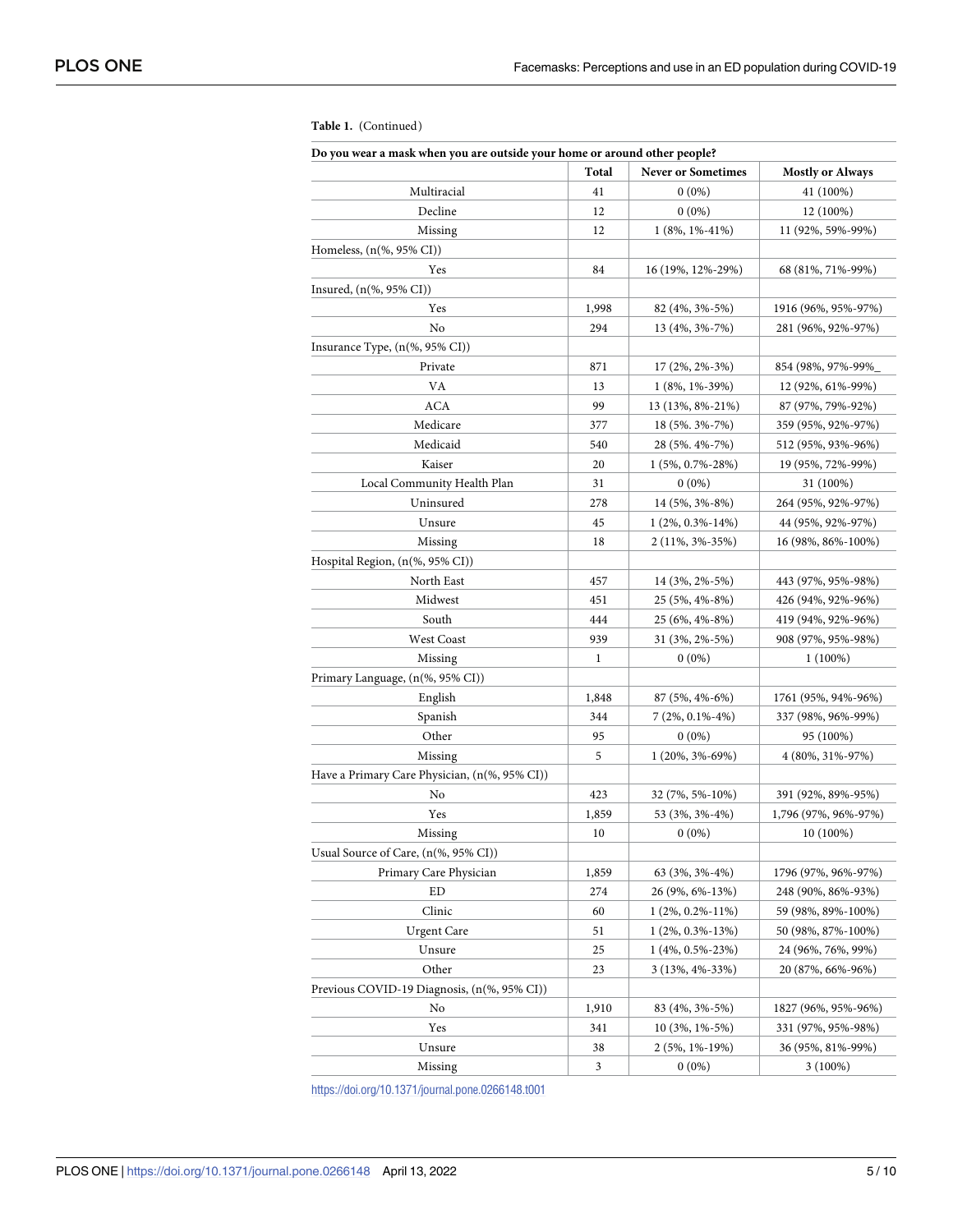**Table 1.** (Continued)

| Do you wear a mask when you are outside your home or around other people? | | | |
|---|---|---|---|
| | Total | Never or Sometimes | Mostly or Always |
| Multiracial | 41 | 0 (0%) | 41 (100%) |
| Decline | 12 | 0 (0%) | 12 (100%) |
| Missing | 12 | 1 (8%, 1%-41%) | 11 (92%, 59%-99%) |
| Homeless, (n(%, 95% CI)) | | | |
| Yes | 84 | 16 (19%, 12%-29%) | 68 (81%, 71%-99%) |
| Insured, (n(%, 95% CI)) | | | |
| Yes | 1,998 | 82 (4%, 3%-5%) | 1916 (96%, 95%-97%) |
| No | 294 | 13 (4%, 3%-7%) | 281 (96%, 92%-97%) |
| Insurance Type, (n(%, 95% CI)) | | | |
| Private | 871 | 17 (2%, 2%-3%) | 854 (98%, 97%-99%_ |
| VA | 13 | 1 (8%, 1%-39%) | 12 (92%, 61%-99%) |
| ACA | 99 | 13 (13%, 8%-21%) | 87 (97%, 79%-92%) |
| Medicare | 377 | 18 (5%. 3%-7%) | 359 (95%, 92%-97%) |
| Medicaid | 540 | 28 (5%. 4%-7%) | 512 (95%, 93%-96%) |
| Kaiser | 20 | 1 (5%, 0.7%-28%) | 19 (95%, 72%-99%) |
| Local Community Health Plan | 31 | 0 (0%) | 31 (100%) |
| Uninsured | 278 | 14 (5%, 3%-8%) | 264 (95%, 92%-97%) |
| Unsure | 45 | 1 (2%, 0.3%-14%) | 44 (95%, 92%-97%) |
| Missing | 18 | 2 (11%, 3%-35%) | 16 (98%, 86%-100%) |
| Hospital Region, (n(%, 95% CI)) | | | |
| North East | 457 | 14 (3%, 2%-5%) | 443 (97%, 95%-98%) |
| Midwest | 451 | 25 (5%, 4%-8%) | 426 (94%, 92%-96%) |
| South | 444 | 25 (6%, 4%-8%) | 419 (94%, 92%-96%) |
| West Coast | 939 | 31 (3%, 2%-5%) | 908 (97%, 95%-98%) |
| Missing | 1 | 0 (0%) | 1 (100%) |
| Primary Language, (n(%, 95% CI)) | | | |
| English | 1,848 | 87 (5%, 4%-6%) | 1761 (95%, 94%-96%) |
| Spanish | 344 | 7 (2%, 0.1%-4%) | 337 (98%, 96%-99%) |
| Other | 95 | 0 (0%) | 95 (100%) |
| Missing | 5 | 1 (20%, 3%-69%) | 4 (80%, 31%-97%) |
| Have a Primary Care Physician, (n(%, 95% CI)) | | | |
| No | 423 | 32 (7%, 5%-10%) | 391 (92%, 89%-95%) |
| Yes | 1,859 | 53 (3%, 3%-4%) | 1,796 (97%, 96%-97%) |
| Missing | 10 | 0 (0%) | 10 (100%) |
| Usual Source of Care, (n(%, 95% CI)) | | | |
| Primary Care Physician | 1,859 | 63 (3%, 3%-4%) | 1796 (97%, 96%-97%) |
| ED | 274 | 26 (9%, 6%-13%) | 248 (90%, 86%-93%) |
| Clinic | 60 | 1 (2%, 0.2%-11%) | 59 (98%, 89%-100%) |
| Urgent Care | 51 | 1 (2%, 0.3%-13%) | 50 (98%, 87%-100%) |
| Unsure | 25 | 1 (4%, 0.5%-23%) | 24 (96%, 76%, 99%) |
| Other | 23 | 3 (13%, 4%-33%) | 20 (87%, 66%-96%) |
| Previous COVID-19 Diagnosis, (n(%, 95% CI)) | | | |
| No | 1,910 | 83 (4%, 3%-5%) | 1827 (96%, 95%-96%) |
| Yes | 341 | 10 (3%, 1%-5%) | 331 (97%, 95%-98%) |
| Unsure | 38 | 2 (5%, 1%-19%) | 36 (95%, 81%-99%) |
| Missing | 3 | 0 (0%) | 3 (100%) |

https://doi.org/10.1371/journal.pone.0266148.t001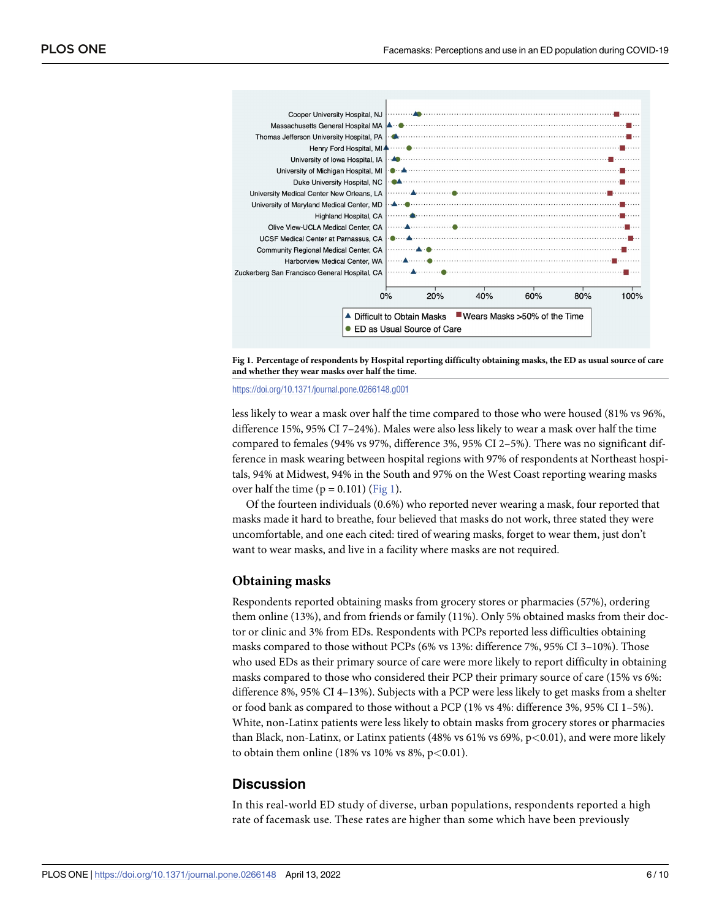Fig 1. Percentage of respondents by Hospital reporting difficulty obtaining masks, the ED as usual source of care and whether they wear masks over half the time.

https://doi.org/10.1371/journal.pone.0266148.g001

less likely to wear a mask over half the time compared to those who were housed (81% vs 96%, difference 15%, 95% CI 7–24%). Males were also less likely to wear a mask over half the time compared to females (94% vs 97%, difference 3%, 95% CI 2–5%). There was no significant difference in mask wearing between hospital regions with 97% of respondents at Northeast hospitals, 94% at Midwest, 94% in the South and 97% on the West Coast reporting wearing masks over half the time ($p = 0.101$) (Fig 1).

Of the fourteen individuals (0.6%) who reported never wearing a mask, four reported that masks made it hard to breathe, four believed that masks do not work, three stated they were uncomfortable, and one each cited: tired of wearing masks, forget to wear them, just don't want to wear masks, and live in a facility where masks are not required.

### Obtaining masks

Respondents reported obtaining masks from grocery stores or pharmacies (57%), ordering them online (13%), and from friends or family (11%). Only 5% obtained masks from their doctor or clinic and 3% from EDs. Respondents with PCPs reported less difficulties obtaining masks compared to those without PCPs (6% vs 13%: difference 7%, 95% CI 3–10%). Those who used EDs as their primary source of care were more likely to report difficulty in obtaining masks compared to those who considered their PCP their primary source of care (15% vs 6%: difference 8%, 95% CI 4–13%). Subjects with a PCP were less likely to get masks from a shelter or food bank as compared to those without a PCP (1% vs 4%: difference 3%, 95% CI 1–5%). White, non-Latinx patients were less likely to obtain masks from grocery stores or pharmacies than Black, non-Latinx, or Latinx patients (48% vs 61% vs 69%, $p<0.01$), and were more likely to obtain them online (18% vs 10% vs 8%, $p<0.01$).

## Discussion

In this real-world ED study of diverse, urban populations, respondents reported a high rate of facemask use. These rates are higher than some which have been previously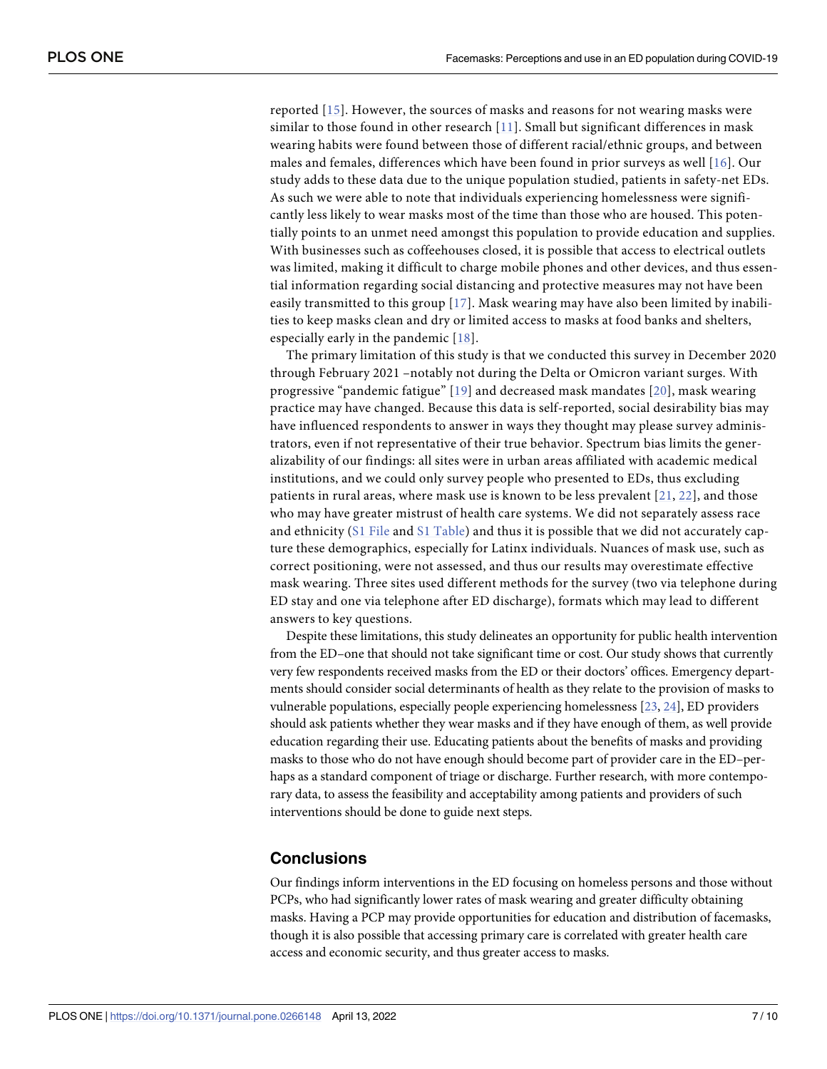reported [15]. However, the sources of masks and reasons for not wearing masks were similar to those found in other research [11]. Small but significant differences in mask wearing habits were found between those of different racial/ethnic groups, and between males and females, differences which have been found in prior surveys as well [16]. Our study adds to these data due to the unique population studied, patients in safety-net EDs. As such we were able to note that individuals experiencing homelessness were significantly less likely to wear masks most of the time than those who are housed. This potentially points to an unmet need amongst this population to provide education and supplies. With businesses such as coffeehouses closed, it is possible that access to electrical outlets was limited, making it difficult to charge mobile phones and other devices, and thus essential information regarding social distancing and protective measures may not have been easily transmitted to this group [17]. Mask wearing may have also been limited by inabilities to keep masks clean and dry or limited access to masks at food banks and shelters, especially early in the pandemic [18].

The primary limitation of this study is that we conducted this survey in December 2020 through February 2021 –notably not during the Delta or Omicron variant surges. With progressive "pandemic fatigue" [19] and decreased mask mandates [20], mask wearing practice may have changed. Because this data is self-reported, social desirability bias may have influenced respondents to answer in ways they thought may please survey administrators, even if not representative of their true behavior. Spectrum bias limits the generalizability of our findings: all sites were in urban areas affiliated with academic medical institutions, and we could only survey people who presented to EDs, thus excluding patients in rural areas, where mask use is known to be less prevalent [21, 22], and those who may have greater mistrust of health care systems. We did not separately assess race and ethnicity (S1 File and S1 Table) and thus it is possible that we did not accurately capture these demographics, especially for Latinx individuals. Nuances of mask use, such as correct positioning, were not assessed, and thus our results may overestimate effective mask wearing. Three sites used different methods for the survey (two via telephone during ED stay and one via telephone after ED discharge), formats which may lead to different answers to key questions.

Despite these limitations, this study delineates an opportunity for public health intervention from the ED–one that should not take significant time or cost. Our study shows that currently very few respondents received masks from the ED or their doctors' offices. Emergency departments should consider social determinants of health as they relate to the provision of masks to vulnerable populations, especially people experiencing homelessness [23, 24], ED providers should ask patients whether they wear masks and if they have enough of them, as well provide education regarding their use. Educating patients about the benefits of masks and providing masks to those who do not have enough should become part of provider care in the ED–perhaps as a standard component of triage or discharge. Further research, with more contemporary data, to assess the feasibility and acceptability among patients and providers of such interventions should be done to guide next steps.

## Conclusions

Our findings inform interventions in the ED focusing on homeless persons and those without PCPs, who had significantly lower rates of mask wearing and greater difficulty obtaining masks. Having a PCP may provide opportunities for education and distribution of facemasks, though it is also possible that accessing primary care is correlated with greater health care access and economic security, and thus greater access to masks.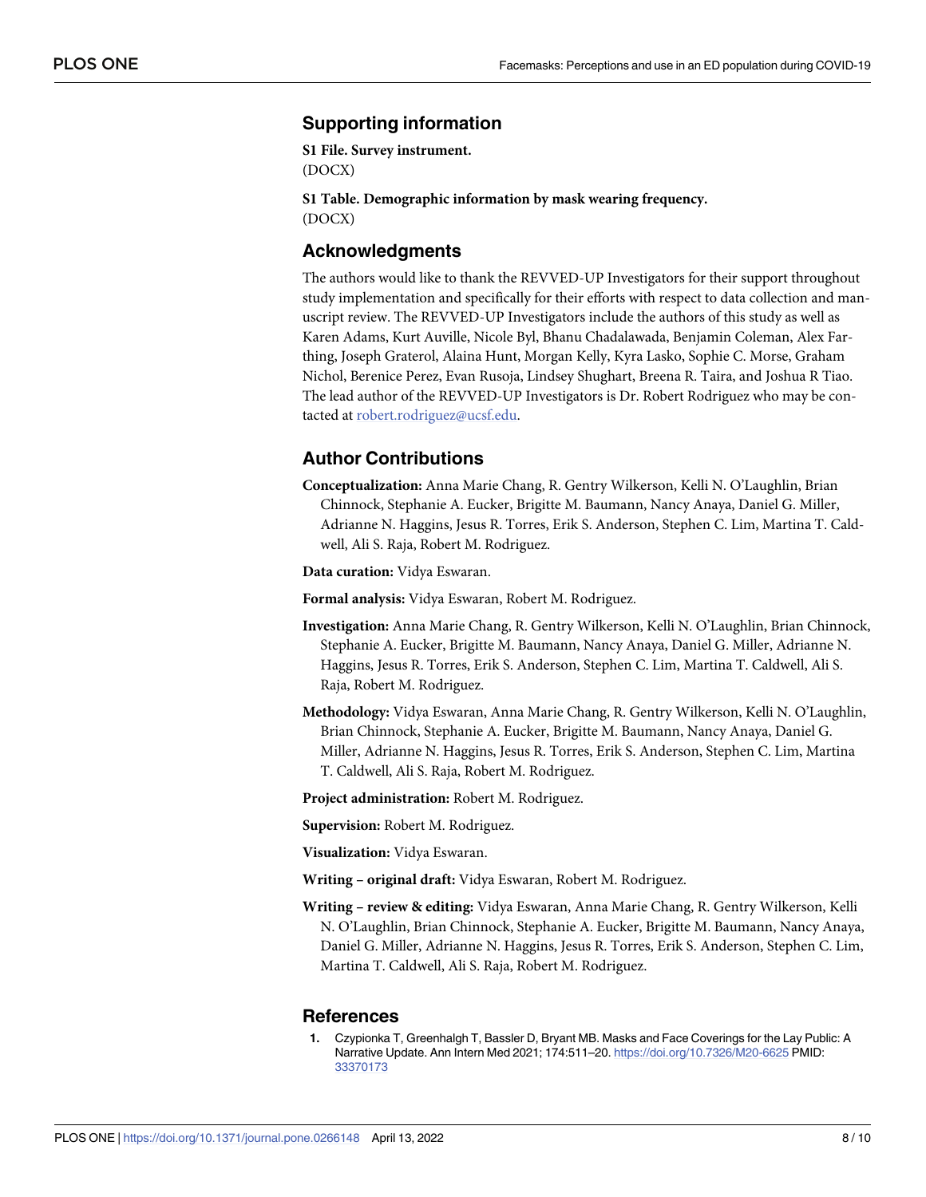## Supporting information

**S1 File. Survey instrument.**
(DOCX)

**S1 Table. Demographic information by mask wearing frequency.**
(DOCX)

## Acknowledgments

The authors would like to thank the REVVED-UP Investigators for their support throughout study implementation and specifically for their efforts with respect to data collection and manuscript review. The REVVED-UP Investigators include the authors of this study as well as Karen Adams, Kurt Auville, Nicole Byl, Bhanu Chadalawada, Benjamin Coleman, Alex Farthing, Joseph Graterol, Alaina Hunt, Morgan Kelly, Kyra Lasko, Sophie C. Morse, Graham Nichol, Berenice Perez, Evan Rusoja, Lindsey Shughart, Breena R. Taira, and Joshua R Tiao. The lead author of the REVVED-UP Investigators is Dr. Robert Rodriguez who may be contacted at robert.rodriguez@ucsf.edu.

## Author Contributions

**Conceptualization:** Anna Marie Chang, R. Gentry Wilkerson, Kelli N. O'Laughlin, Brian Chinnock, Stephanie A. Eucker, Brigitte M. Baumann, Nancy Anaya, Daniel G. Miller, Adrianne N. Haggins, Jesus R. Torres, Erik S. Anderson, Stephen C. Lim, Martina T. Caldwell, Ali S. Raja, Robert M. Rodriguez.

**Data curation:** Vidya Eswaran.

**Formal analysis:** Vidya Eswaran, Robert M. Rodriguez.

**Investigation:** Anna Marie Chang, R. Gentry Wilkerson, Kelli N. O'Laughlin, Brian Chinnock, Stephanie A. Eucker, Brigitte M. Baumann, Nancy Anaya, Daniel G. Miller, Adrianne N. Haggins, Jesus R. Torres, Erik S. Anderson, Stephen C. Lim, Martina T. Caldwell, Ali S. Raja, Robert M. Rodriguez.

**Methodology:** Vidya Eswaran, Anna Marie Chang, R. Gentry Wilkerson, Kelli N. O'Laughlin, Brian Chinnock, Stephanie A. Eucker, Brigitte M. Baumann, Nancy Anaya, Daniel G. Miller, Adrianne N. Haggins, Jesus R. Torres, Erik S. Anderson, Stephen C. Lim, Martina T. Caldwell, Ali S. Raja, Robert M. Rodriguez.

**Project administration:** Robert M. Rodriguez.

**Supervision:** Robert M. Rodriguez.

**Visualization:** Vidya Eswaran.

**Writing – original draft:** Vidya Eswaran, Robert M. Rodriguez.

**Writing – review & editing:** Vidya Eswaran, Anna Marie Chang, R. Gentry Wilkerson, Kelli N. O'Laughlin, Brian Chinnock, Stephanie A. Eucker, Brigitte M. Baumann, Nancy Anaya, Daniel G. Miller, Adrianne N. Haggins, Jesus R. Torres, Erik S. Anderson, Stephen C. Lim, Martina T. Caldwell, Ali S. Raja, Robert M. Rodriguez.

## References

1. Czypionka T, Greenhalgh T, Bassler D, Bryant MB. Masks and Face Coverings for the Lay Public: A Narrative Update. Ann Intern Med 2021; 174:511–20. https://doi.org/10.7326/M20-6625 PMID: 33370173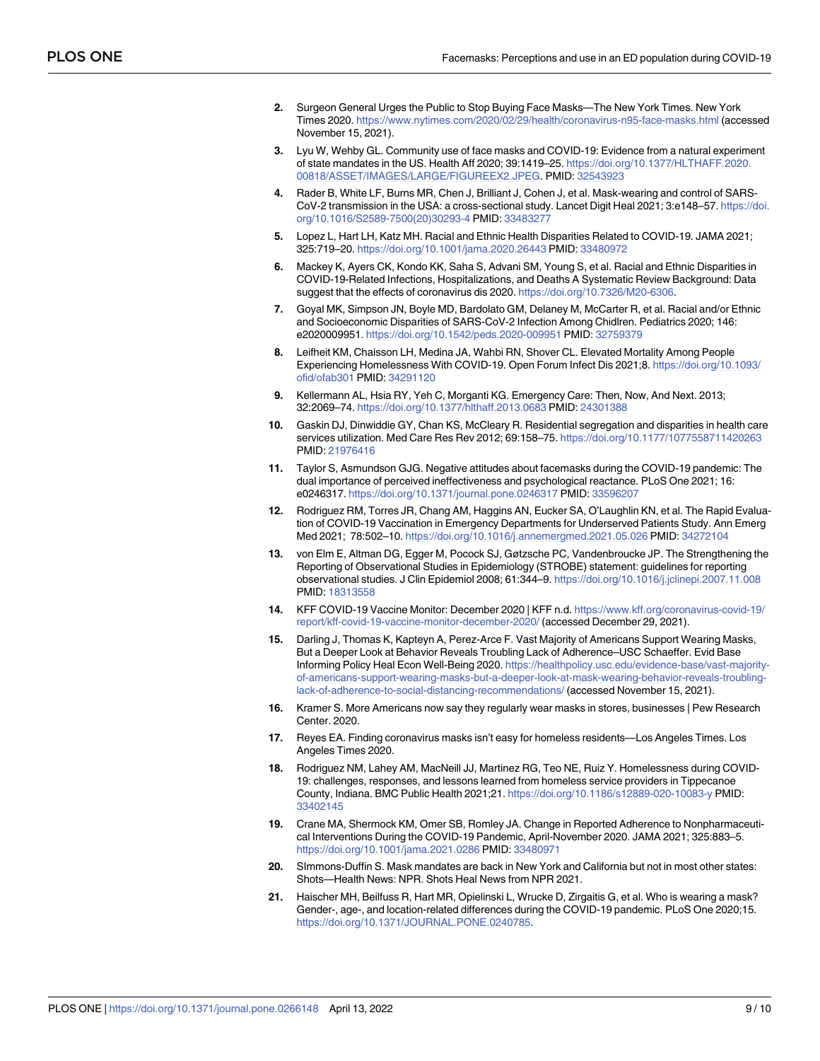2. Surgeon General Urges the Public to Stop Buying Face Masks—The New York Times. New York Times 2020. https://www.nytimes.com/2020/02/29/health/coronavirus-n95-face-masks.html (accessed November 15, 2021).

3. Lyu W, Wehby GL. Community use of face masks and COVID-19: Evidence from a natural experiment of state mandates in the US. Health Aff 2020; 39:1419–25. https://doi.org/10.1377/HLTHAFF.2020.00818/ASSET/IMAGES/LARGE/FIGUREEX2.JPEG. PMID: 32543923

4. Rader B, White LF, Burns MR, Chen J, Brilliant J, Cohen J, et al. Mask-wearing and control of SARS-CoV-2 transmission in the USA: a cross-sectional study. Lancet Digit Heal 2021; 3:e148–57. https://doi.org/10.1016/S2589-7500(20)30293-4 PMID: 33483277

5. Lopez L, Hart LH, Katz MH. Racial and Ethnic Health Disparities Related to COVID-19. JAMA 2021; 325:719–20. https://doi.org/10.1001/jama.2020.26443 PMID: 33480972

6. Mackey K, Ayers CK, Kondo KK, Saha S, Advani SM, Young S, et al. Racial and Ethnic Disparities in COVID-19-Related Infections, Hospitalizations, and Deaths A Systematic Review Background: Data suggest that the effects of coronavirus dis 2020. https://doi.org/10.7326/M20-6306.

7. Goyal MK, Simpson JN, Boyle MD, Bardolato GM, Delaney M, McCarter R, et al. Racial and/or Ethnic and Socioeconomic Disparities of SARS-CoV-2 Infection Among Chidlren. Pediatrics 2020; 146: e2020009951. https://doi.org/10.1542/peds.2020-009951 PMID: 32759379

8. Leifheit KM, Chaisson LH, Medina JA, Wahbi RN, Shover CL. Elevated Mortality Among People Experiencing Homelessness With COVID-19. Open Forum Infect Dis 2021;8. https://doi.org/10.1093/ofid/ofab301 PMID: 34291120

9. Kellermann AL, Hsia RY, Yeh C, Morganti KG. Emergency Care: Then, Now, And Next. 2013; 32:2069–74. https://doi.org/10.1377/hlthaff.2013.0683 PMID: 24301388

10. Gaskin DJ, Dinwiddie GY, Chan KS, McCleary R. Residential segregation and disparities in health care services utilization. Med Care Res Rev 2012; 69:158–75. https://doi.org/10.1177/1077558711420263 PMID: 21976416

11. Taylor S, Asmundson GJG. Negative attitudes about facemasks during the COVID-19 pandemic: The dual importance of perceived ineffectiveness and psychological reactance. PLoS One 2021; 16: e0246317. https://doi.org/10.1371/journal.pone.0246317 PMID: 33596207

12. Rodriguez RM, Torres JR, Chang AM, Haggins AN, Eucker SA, O'Laughlin KN, et al. The Rapid Evaluation of COVID-19 Vaccination in Emergency Departments for Underserved Patients Study. Ann Emerg Med 2021; 78:502–10. https://doi.org/10.1016/j.annemergmed.2021.05.026 PMID: 34272104

13. von Elm E, Altman DG, Egger M, Pocock SJ, Gøtzsche PC, Vandenbroucke JP. The Strengthening the Reporting of Observational Studies in Epidemiology (STROBE) statement: guidelines for reporting observational studies. J Clin Epidemiol 2008; 61:344–9. https://doi.org/10.1016/j.jclinepi.2007.11.008 PMID: 18313558

14. KFF COVID-19 Vaccine Monitor: December 2020 | KFF n.d. https://www.kff.org/coronavirus-covid-19/report/kff-covid-19-vaccine-monitor-december-2020/ (accessed December 29, 2021).

15. Darling J, Thomas K, Kapteyn A, Perez-Arce F. Vast Majority of Americans Support Wearing Masks, But a Deeper Look at Behavior Reveals Troubling Lack of Adherence–USC Schaeffer. Evid Base Informing Policy Heal Econ Well-Being 2020. https://healthpolicy.usc.edu/evidence-base/vast-majority-of-americans-support-wearing-masks-but-a-deeper-look-at-mask-wearing-behavior-reveals-troubling-lack-of-adherence-to-social-distancing-recommendations/ (accessed November 15, 2021).

16. Kramer S. More Americans now say they regularly wear masks in stores, businesses | Pew Research Center. 2020.

17. Reyes EA. Finding coronavirus masks isn't easy for homeless residents—Los Angeles Times. Los Angeles Times 2020.

18. Rodriguez NM, Lahey AM, MacNeill JJ, Martinez RG, Teo NE, Ruiz Y. Homelessness during COVID-19: challenges, responses, and lessons learned from homeless service providers in Tippecanoe County, Indiana. BMC Public Health 2021;21. https://doi.org/10.1186/s12889-020-10083-y PMID: 33402145

19. Crane MA, Shermock KM, Omer SB, Romley JA. Change in Reported Adherence to Nonpharmaceutical Interventions During the COVID-19 Pandemic, April-November 2020. JAMA 2021; 325:883–5. https://doi.org/10.1001/jama.2021.0286 PMID: 33480971

20. SImmons-Duffin S. Mask mandates are back in New York and California but not in most other states: Shots—Health News: NPR. Shots Heal News from NPR 2021.

21. Haischer MH, Beilfuss R, Hart MR, Opielinski L, Wrucke D, Zirgaitis G, et al. Who is wearing a mask? Gender-, age-, and location-related differences during the COVID-19 pandemic. PLoS One 2020;15. https://doi.org/10.1371/JOURNAL.PONE.0240785.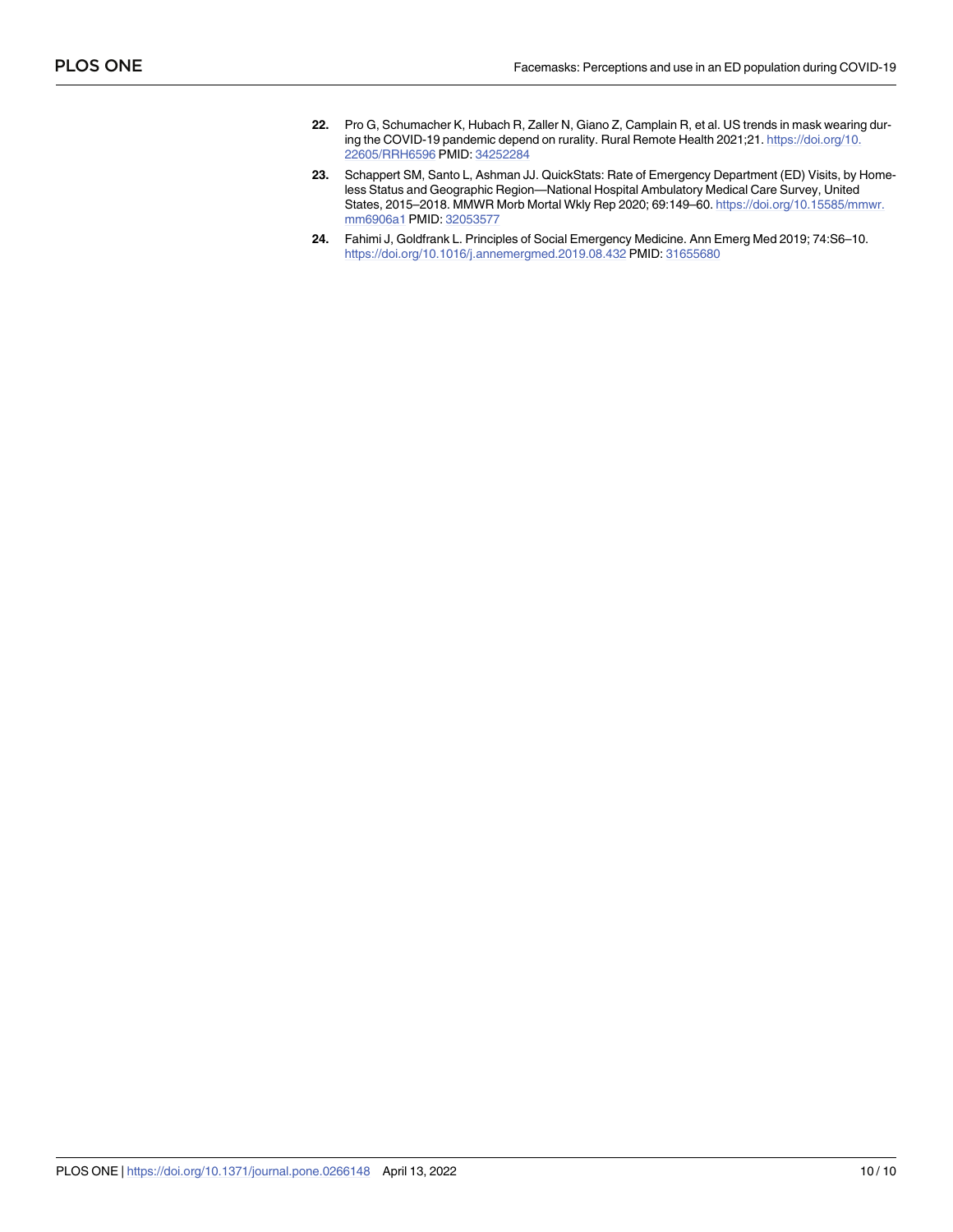22. Pro G, Schumacher K, Hubach R, Zaller N, Giano Z, Camplain R, et al. US trends in mask wearing during the COVID-19 pandemic depend on rurality. Rural Remote Health 2021;21. https://doi.org/10.22605/RRH6596 PMID: 34252284

23. Schappert SM, Santo L, Ashman JJ. QuickStats: Rate of Emergency Department (ED) Visits, by Homeless Status and Geographic Region—National Hospital Ambulatory Medical Care Survey, United States, 2015–2018. MMWR Morb Mortal Wkly Rep 2020; 69:149–60. https://doi.org/10.15585/mmwr.mm6906a1 PMID: 32053577

24. Fahimi J, Goldfrank L. Principles of Social Emergency Medicine. Ann Emerg Med 2019; 74:S6–10. https://doi.org/10.1016/j.annemergmed.2019.08.432 PMID: 31655680